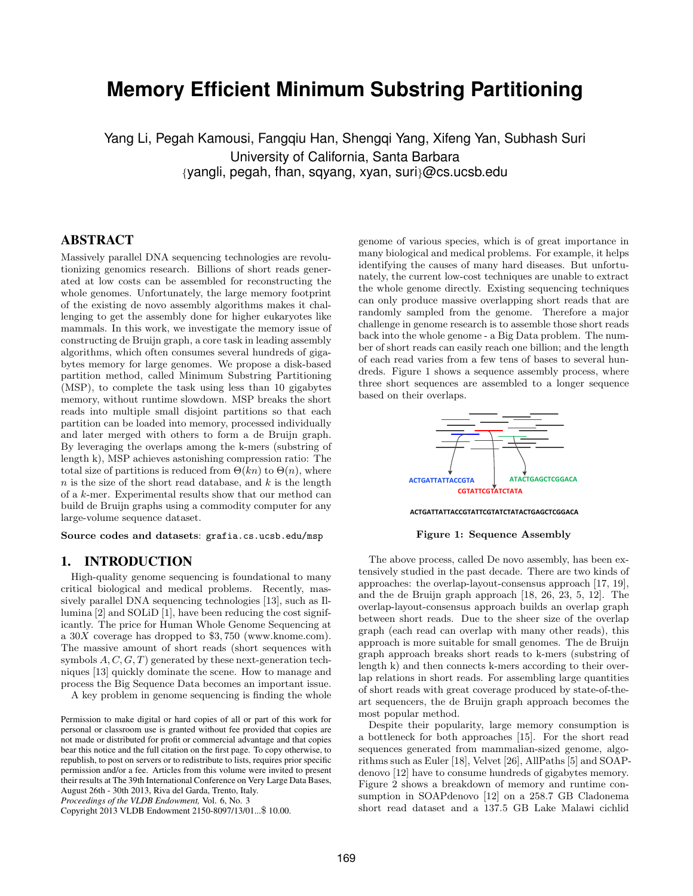# Memory Efficient Minimum Substring Partitioning

Yang Li, Pegah Kamousi, Fangqiu Han, Shengqi Yang, Xifeng Yan, Subhash Suri
University of California, Santa Barbara
{yangli, pegah, fhan, sqyang, xyan, suri}@cs.ucsb.edu

## ABSTRACT

Massively parallel DNA sequencing technologies are revolutionizing genomics research. Billions of short reads generated at low costs can be assembled for reconstructing the whole genomes. Unfortunately, the large memory footprint of the existing de novo assembly algorithms makes it challenging to get the assembly done for higher eukaryotes like mammals. In this work, we investigate the memory issue of constructing de Bruijn graph, a core task in leading assembly algorithms, which often consumes several hundreds of gigabytes memory for large genomes. We propose a disk-based partition method, called Minimum Substring Partitioning (MSP), to complete the task using less than 10 gigabytes memory, without runtime slowdown. MSP breaks the short reads into multiple small disjoint partitions so that each partition can be loaded into memory, processed individually and later merged with others to form a de Bruijn graph. By leveraging the overlaps among the k-mers (substring of length k), MSP achieves astonishing compression ratio: The total size of partitions is reduced from $\Theta(kn)$ to $\Theta(n)$, where $n$ is the size of the short read database, and $k$ is the length of a $k$-mer. Experimental results show that our method can build de Bruijn graphs using a commodity computer for any large-volume sequence dataset.

**Source codes and datasets**: grafia.cs.ucsb.edu/msp

## 1. INTRODUCTION

High-quality genome sequencing is foundational to many critical biological and medical problems. Recently, massively parallel DNA sequencing technologies [13], such as Illumina [2] and SOLiD [1], have been reducing the cost significantly. The price for Human Whole Genome Sequencing at a $30X$ coverage has dropped to \$3,750 (www.knome.com). The massive amount of short reads (short sequences with symbols $A, C, G, T$) generated by these next-generation techniques [13] quickly dominate the scene. How to manage and process the Big Sequence Data becomes an important issue.

A key problem in genome sequencing is finding the whole genome of various species, which is of great importance in many biological and medical problems. For example, it helps identifying the causes of many hard diseases. But unfortunately, the current low-cost techniques are unable to extract the whole genome directly. Existing sequencing techniques can only produce massive overlapping short reads that are randomly sampled from the genome. Therefore a major challenge in genome research is to assemble those short reads back into the whole genome - a Big Data problem. The number of short reads can easily reach one billion; and the length of each read varies from a few tens of bases to several hundreds. Figure 1 shows a sequence assembly process, where three short sequences are assembled to a longer sequence based on their overlaps.

ACTGATTATTACCGTA
CGTATTCGTATCTATA
ATACTGAGCTCGGACA

ACTGATTATTACCGTATTCGTATCTATACTGAGCTCGGACA

**Figure 1: Sequence Assembly**

The above process, called De novo assembly, has been extensively studied in the past decade. There are two kinds of approaches: the overlap-layout-consensus approach [17, 19], and the de Bruijn graph approach [18, 26, 23, 5, 12]. The overlap-layout-consensus approach builds an overlap graph between short reads. Due to the sheer size of the overlap graph (each read can overlap with many other reads), this approach is more suitable for small genomes. The de Bruijn graph approach breaks short reads to k-mers (substring of length k) and then connects k-mers according to their overlap relations in short reads. For assembling large quantities of short reads with great coverage produced by state-of-the-art sequencers, the de Bruijn graph approach becomes the most popular method.

Despite their popularity, large memory consumption is a bottleneck for both approaches [15]. For the short read sequences generated from mammalian-sized genome, algorithms such as Euler [18], Velvet [26], AllPaths [5] and SOAPdenovo [12] have to consume hundreds of gigabytes memory. Figure 2 shows a breakdown of memory and runtime consumption in SOAPdenovo [12] on a 258.7 GB Cladonema short read dataset and a 137.5 GB Lake Malawi cichlid

Permission to make digital or hard copies of all or part of this work for personal or classroom use is granted without fee provided that copies are not made or distributed for profit or commercial advantage and that copies bear this notice and the full citation on the first page. To copy otherwise, to republish, to post on servers or to redistribute to lists, requires prior specific permission and/or a fee. Articles from this volume were invited to present their results at The 39th International Conference on Very Large Data Bases, August 26th - 30th 2013, Riva del Garda, Trento, Italy.
*Proceedings of the VLDB Endowment,* Vol. 6, No. 3
Copyright 2013 VLDB Endowment 2150-8097/13/01... \$ 10.00.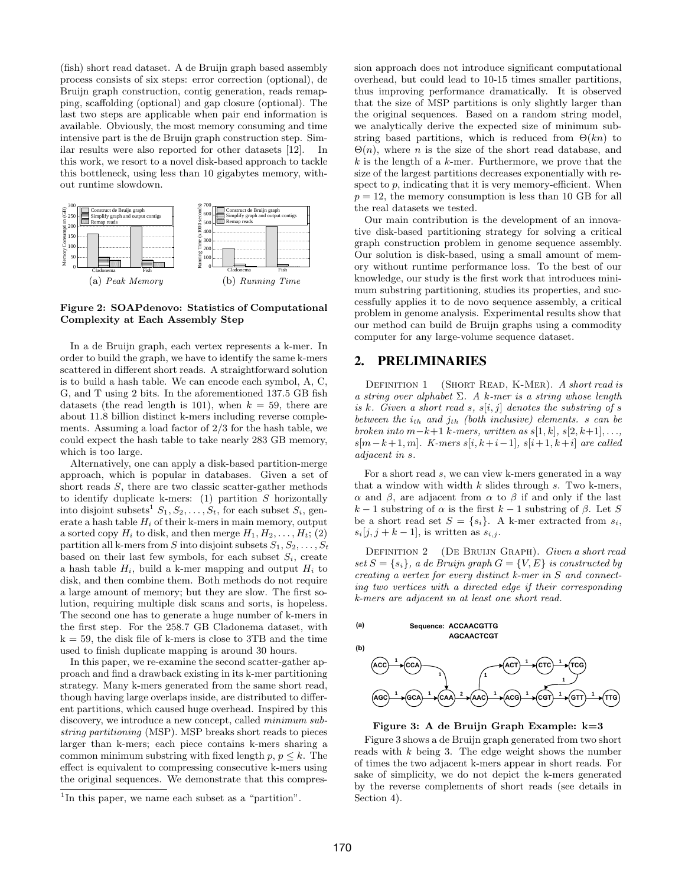(fish) short read dataset. A de Bruijn graph based assembly process consists of six steps: error correction (optional), de Bruijn graph construction, contig generation, reads remapping, scaffolding (optional) and gap closure (optional). The last two steps are applicable when pair end information is available. Obviously, the most memory consuming and time intensive part is the de Bruijn graph construction step. Similar results were also reported for other datasets [12]. In this work, we resort to a novel disk-based approach to tackle this bottleneck, using less than 10 gigabytes memory, without runtime slowdown.

(a) *Peak Memory* (b) *Running Time*

**Figure 2: SOAPdenovo: Statistics of Computational Complexity at Each Assembly Step**

In a de Bruijn graph, each vertex represents a k-mer. In order to build the graph, we have to identify the same k-mers scattered in different short reads. A straightforward solution is to build a hash table. We can encode each symbol, A, C, G, and T using 2 bits. In the aforementioned 137.5 GB fish datasets (the read length is 101), when $k = 59$, there are about 11.8 billion distinct k-mers including reverse complements. Assuming a load factor of 2/3 for the hash table, we could expect the hash table to take nearly 283 GB memory, which is too large.

Alternatively, one can apply a disk-based partition-merge approach, which is popular in databases. Given a set of short reads $S$, there are two classic scatter-gather methods to identify duplicate k-mers: (1) partition $S$ horizontally into disjoint subsets[1] $S_1, S_2, \ldots, S_t$, for each subset $S_i$, generate a hash table $H_i$ of their k-mers in main memory, output a sorted copy $H_i$ to disk, and then merge $H_1, H_2, \ldots, H_t$; (2) partition all k-mers from $S$ into disjoint subsets $S_1, S_2, \ldots, S_t$ based on their last few symbols, for each subset $S_i$, create a hash table $H_i$, build a k-mer mapping and output $H_i$ to disk, and then combine them. Both methods do not require a large amount of memory; but they are slow. The first solution, requiring multiple disk scans and sorts, is hopeless. The second one has to generate a huge number of k-mers in the first step. For the 258.7 GB Cladonema dataset, with $k = 59$, the disk file of k-mers is close to 3TB and the time used to finish duplicate mapping is around 30 hours.

In this paper, we re-examine the second scatter-gather approach and find a drawback existing in its k-mer partitioning strategy. Many k-mers generated from the same short read, though having large overlaps inside, are distributed to different partitions, which caused huge overhead. Inspired by this discovery, we introduce a new concept, called *minimum substring partitioning* (MSP). MSP breaks short reads to pieces larger than k-mers; each piece contains k-mers sharing a common minimum substring with fixed length $p$, $p \le k$. The effect is equivalent to compressing consecutive k-mers using the original sequences. We demonstrate that this compression approach does not introduce significant computational overhead, but could lead to 10-15 times smaller partitions, thus improving performance dramatically. It is observed that the size of MSP partitions is only slightly larger than the original sequences. Based on a random string model, we analytically derive the expected size of minimum substring based partitions, which is reduced from $\Theta(kn)$ to $\Theta(n)$, where $n$ is the size of the short read database, and $k$ is the length of a $k$-mer. Furthermore, we prove that the size of the largest partitions decreases exponentially with respect to $p$, indicating that it is very memory-efficient. When $p = 12$, the memory consumption is less than 10 GB for all the real datasets we tested.

[1] In this paper, we name each subset as a "partition".

Our main contribution is the development of an innovative disk-based partitioning strategy for solving a critical graph construction problem in genome sequence assembly. Our solution is disk-based, using a small amount of memory without runtime performance loss. To the best of our knowledge, our study is the first work that introduces minimum substring partitioning, studies its properties, and successfully applies it to de novo sequence assembly, a critical problem in genome analysis. Experimental results show that our method can build de Bruijn graphs using a commodity computer for any large-volume sequence dataset.

## 2. PRELIMINARIES

Definition 1 (Short Read, K-Mer). *A short read is a string over alphabet $\Sigma$. A k-mer is a string whose length is k. Given a short read s, $s[i,j]$ denotes the substring of s between the $i_{th}$ and $j_{th}$ (both inclusive) elements. s can be broken into $m-k+1$ k-mers, written as $s[1,k]$, $s[2,k+1], \ldots, s[m-k+1,m]$. K-mers $s[i,k+i-1]$, $s[i+1,k+i]$ are called adjacent in s.*

For a short read $s$, we can view k-mers generated in a way that a window with width $k$ slides through $s$. Two k-mers, $\alpha$ and $\beta$, are adjacent from $\alpha$ to $\beta$ if and only if the last $k-1$ substring of $\alpha$ is the first $k-1$ substring of $\beta$. Let $S$ be a short read set $S = \{s_i\}$. A k-mer extracted from $s_i$, $s_i[j, j+k-1]$, is written as $s_{i,j}$.

Definition 2 (De Bruijn Graph). *Given a short read set $S = \{s_i\}$, a de Bruijn graph $G = \{V, E\}$ is constructed by creating a vertex for every distinct k-mer in S and connecting two vertices with a directed edge if their corresponding k-mers are adjacent in at least one short read.*

**Figure 3: A de Bruijn Graph Example: k=3**

Figure 3 shows a de Bruijn graph generated from two short reads with $k$ being 3. The edge weight shows the number of times the two adjacent k-mers appear in short reads. For sake of simplicity, we do not depict the k-mers generated by the reverse complements of short reads (see details in Section 4).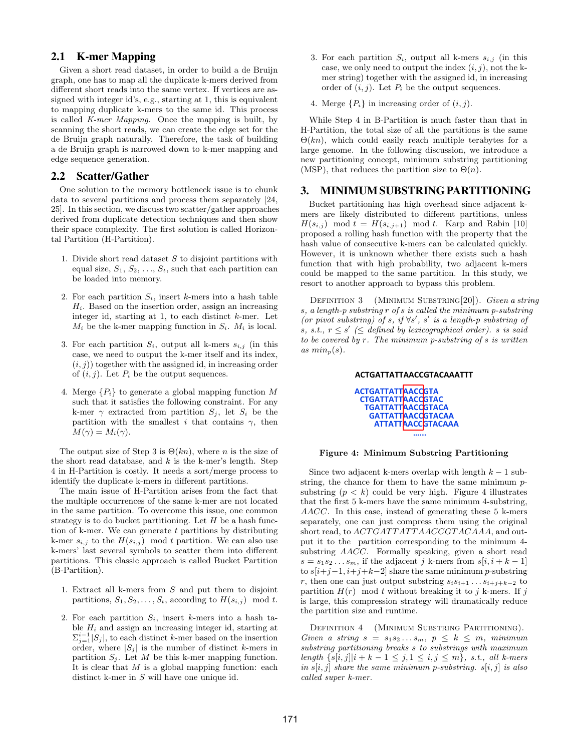### 2.1 K-mer Mapping

Given a short read dataset, in order to build a de Bruijn graph, one has to map all the duplicate k-mers derived from different short reads into the same vertex. If vertices are assigned with integer id's, e.g., starting at 1, this is equivalent to mapping duplicate k-mers to the same id. This process is called *K-mer Mapping*. Once the mapping is built, by scanning the short reads, we can create the edge set for the de Bruijn graph naturally. Therefore, the task of building a de Bruijn graph is narrowed down to k-mer mapping and edge sequence generation.

### 2.2 Scatter/Gather

One solution to the memory bottleneck issue is to chunk data to several partitions and process them separately [24, 25]. In this section, we discuss two scatter/gather approaches derived from duplicate detection techniques and then show their space complexity. The first solution is called Horizontal Partition (H-Partition).

1. Divide short read dataset $S$ to disjoint partitions with equal size, $S_1$, $S_2$, ..., $S_t$, such that each partition can be loaded into memory.

2. For each partition $S_i$, insert $k$-mers into a hash table $H_i$. Based on the insertion order, assign an increasing integer id, starting at 1, to each distinct $k$-mer. Let $M_i$ be the k-mer mapping function in $S_i$. $M_i$ is local.

3. For each partition $S_i$, output all k-mers $s_{i,j}$ (in this case, we need to output the k-mer itself and its index, $(i, j)$) together with the assigned id, in increasing order of $(i, j)$. Let $P_i$ be the output sequences.

4. Merge $\{P_i\}$ to generate a global mapping function $M$ such that it satisfies the following constraint. For any k-mer $\gamma$ extracted from partition $S_j$, let $S_i$ be the partition with the smallest $i$ that contains $\gamma$, then $M(\gamma) = M_i(\gamma)$.

The output size of Step 3 is $\Theta(kn)$, where $n$ is the size of the short read database, and $k$ is the k-mer's length. Step 4 in H-Partition is costly. It needs a sort/merge process to identify the duplicate k-mers in different partitions.

The main issue of H-Partition arises from the fact that the multiple occurrences of the same k-mer are not located in the same partition. To overcome this issue, one common strategy is to do bucket partitioning. Let $H$ be a hash function of k-mer. We can generate $t$ partitions by distributing k-mer $s_{i,j}$ to the $H(s_{i,j}) \mod t$ partition. We can also use k-mers' last several symbols to scatter them into different partitions. This classic approach is called Bucket Partition (B-Partition).

1. Extract all k-mers from $S$ and put them to disjoint partitions, $S_1, S_2, \ldots, S_t$, according to $H(s_{i,j}) \mod t$.

2. For each partition $S_i$, insert $k$-mers into a hash table $H_i$ and assign an increasing integer id, starting at $\Sigma_{j=1}^{i-1}|S_j|$, to each distinct $k$-mer based on the insertion order, where $|S_j|$ is the number of distinct $k$-mers in partition $S_j$. Let $M$ be this k-mer mapping function. It is clear that $M$ is a global mapping function: each distinct k-mer in $S$ will have one unique id.

3. For each partition $S_i$, output all k-mers $s_{i,j}$ (in this case, we only need to output the index $(i, j)$, not the k-mer string) together with the assigned id, in increasing order of $(i, j)$. Let $P_i$ be the output sequences.

4. Merge $\{P_i\}$ in increasing order of $(i, j)$.

While Step 4 in B-Partition is much faster than that in H-Partition, the total size of all the partitions is the same $\Theta(kn)$, which could easily reach multiple terabytes for a large genome. In the following discussion, we introduce a new partitioning concept, minimum substring partitioning (MSP), that reduces the partition size to $\Theta(n)$.

## 3. MINIMUM SUBSTRING PARTITIONING

Bucket partitioning has high overhead since adjacent k-mers are likely distributed to different partitions, unless $H(s_{i,j}) \mod t = H(s_{i,j+1}) \mod t$. Karp and Rabin [10] proposed a rolling hash function with the property that the hash value of consecutive k-mers can be calculated quickly. However, it is unknown whether there exists such a hash function that with high probability, two adjacent k-mers could be mapped to the same partition. In this study, we resort to another approach to bypass this problem.

Definition 3 (Minimum Substring[20]). *Given a string $s$, a length-$p$ substring $r$ of $s$ is called the minimum $p$-substring (or pivot substring) of $s$, if $\forall s'$, $s'$ is a length-$p$ substring of $s$, s.t., $r \leq s'$ ($\leq$ defined by lexicographical order). $s$ is said to be covered by $r$. The minimum $p$-substring of $s$ is written as $min_p(s)$.*

```
ACTGATTATTAACCGTACAAATTT

ACTGATTATTAACCGTA
 CTGATTATTAACCGTAC
  TGATTATTAACCGTACA
   GATTATTAACCGTACAA
    ATTATTAACCGTACAAA
         ......
```

**Figure 4: Minimum Substring Partitioning**

Since two adjacent k-mers overlap with length $k-1$ substring, the chance for them to have the same minimum $p$-substring ($p < k$) could be very high. Figure 4 illustrates that the first 5 k-mers have the same minimum 4-substring, $AACC$. In this case, instead of generating these 5 k-mers separately, one can just compress them using the original short read, to $ACTGATTATTAACCGTACAAA$, and output it to the partition corresponding to the minimum 4-substring $AACC$. Formally speaking, given a short read $s = s_1 s_2 \ldots s_m$, if the adjacent $j$ k-mers from $s[i, i+k-1]$ to $s[i+j-1, i+j+k-2]$ share the same minimum $p$-substring $r$, then one can just output substring $s_i s_{i+1} \ldots s_{i+j+k-2}$ to partition $H(r) \mod t$ without breaking it to $j$ k-mers. If $j$ is large, this compression strategy will dramatically reduce the partition size and runtime.

Definition 4 (Minimum Substring Partitioning). *Given a string $s = s_1 s_2 \ldots s_m$, $p \leq k \leq m$, minimum substring partitioning breaks $s$ to substrings with maximum length $\{s[i,j] | i+k-1 \leq j, 1 \leq i, j \leq m\}$, s.t., all k-mers in $s[i,j]$ share the same minimum $p$-substring. $s[i,j]$ is also called super k-mer.*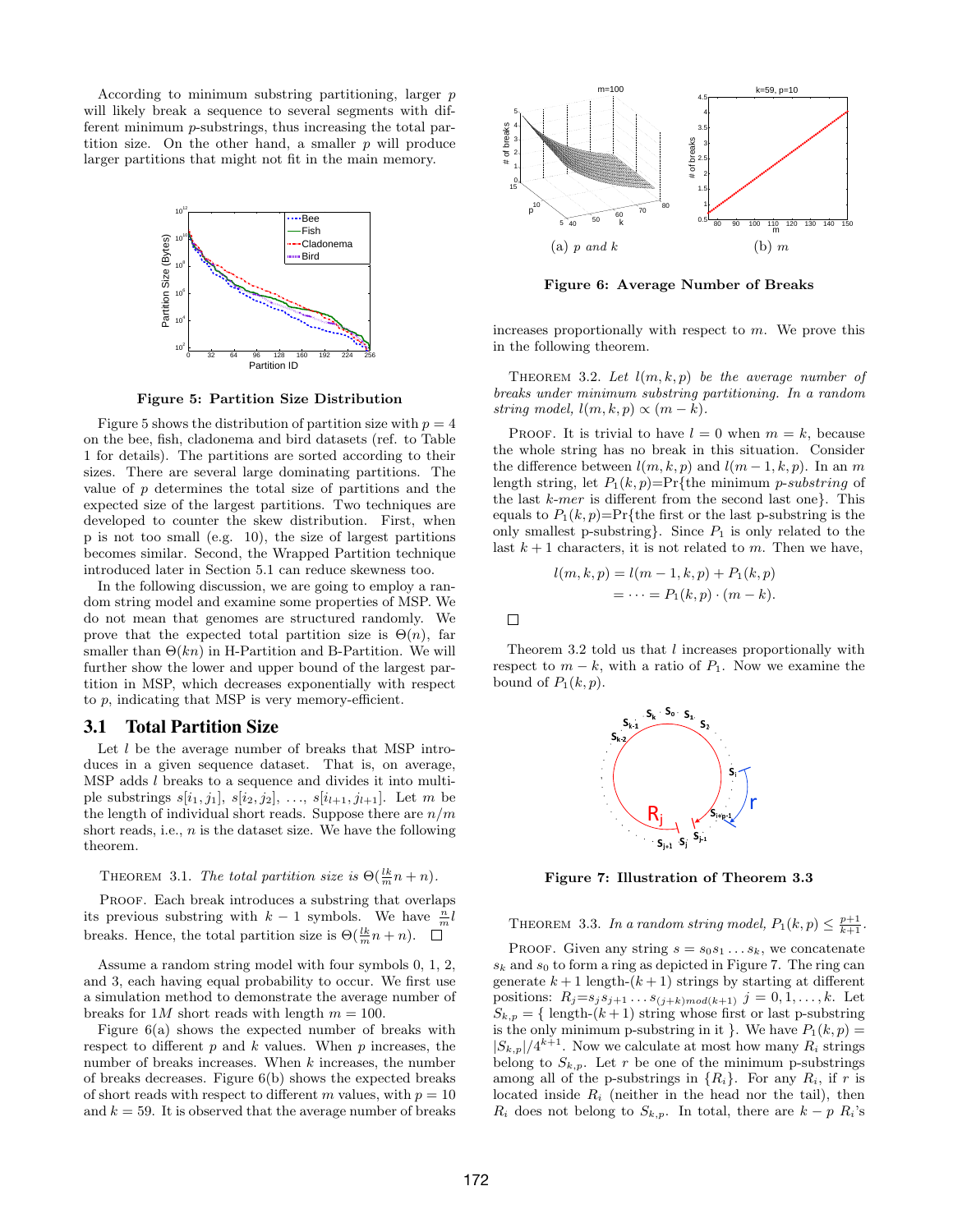According to minimum substring partitioning, larger $p$ will likely break a sequence to several segments with different minimum $p$-substrings, thus increasing the total partition size. On the other hand, a smaller $p$ will produce larger partitions that might not fit in the main memory.

**Figure 5: Partition Size Distribution**

Figure 5 shows the distribution of partition size with $p = 4$ on the bee, fish, cladonema and bird datasets (ref. to Table 1 for details). The partitions are sorted according to their sizes. There are several large dominating partitions. The value of $p$ determines the total size of partitions and the expected size of the largest partitions. Two techniques are developed to counter the skew distribution. First, when p is not too small (e.g. 10), the size of largest partitions becomes similar. Second, the Wrapped Partition technique introduced later in Section 5.1 can reduce skewness too.

In the following discussion, we are going to employ a random string model and examine some properties of MSP. We do not mean that genomes are structured randomly. We prove that the expected total partition size is $\Theta(n)$, far smaller than $\Theta(kn)$ in H-Partition and B-Partition. We will further show the lower and upper bound of the largest partition in MSP, which decreases exponentially with respect to $p$, indicating that MSP is very memory-efficient.

## 3.1 Total Partition Size

Let $l$ be the average number of breaks that MSP introduces in a given sequence dataset. That is, on average, MSP adds $l$ breaks to a sequence and divides it into multiple substrings $s[i_1, j_1]$, $s[i_2, j_2]$, ..., $s[i_{l+1}, j_{l+1}]$. Let $m$ be the length of individual short reads. Suppose there are $n/m$ short reads, i.e., $n$ is the dataset size. We have the following theorem.

Theorem 3.1. *The total partition size is* $\Theta(\frac{lk}{m}n + n)$.

Proof. Each break introduces a substring that overlaps its previous substring with $k - 1$ symbols. We have $\frac{n}{m}l$ breaks. Hence, the total partition size is $\Theta(\frac{lk}{m}n + n)$. □

Assume a random string model with four symbols 0, 1, 2, and 3, each having equal probability to occur. We first use a simulation method to demonstrate the average number of breaks for $1M$ short reads with length $m = 100$.

Figure 6(a) shows the expected number of breaks with respect to different $p$ and $k$ values. When $p$ increases, the number of breaks increases. When $k$ increases, the number of breaks decreases. Figure 6(b) shows the expected breaks of short reads with respect to different $m$ values, with $p = 10$ and $k = 59$. It is observed that the average number of breaks increases proportionally with respect to $m$. We prove this in the following theorem.

(a) $p$ *and* $k$ (b) $m$

**Figure 6: Average Number of Breaks**

Theorem 3.2. *Let* $l(m, k, p)$ *be the average number of breaks under minimum substring partitioning. In a random string model,* $l(m, k, p) \propto (m - k)$.

Proof. It is trivial to have $l = 0$ when $m = k$, because the whole string has no break in this situation. Consider the difference between $l(m, k, p)$ and $l(m-1, k, p)$. In an $m$ length string, let $P_1(k, p)$=Pr{the minimum *p-substring* of the last *k-mer* is different from the second last one}. This equals to $P_1(k, p)$=Pr{the first or the last p-substring is the only smallest p-substring}. Since $P_1$ is only related to the last $k + 1$ characters, it is not related to $m$. Then we have,

$$
\begin{aligned}
l(m, k, p) &= l(m-1, k, p) + P_1(k, p) \\
&= \cdots = P_1(k, p) \cdot (m - k).
\end{aligned}
$$

□

Theorem 3.2 told us that $l$ increases proportionally with respect to $m - k$, with a ratio of $P_1$. Now we examine the bound of $P_1(k, p)$.

**Figure 7: Illustration of Theorem 3.3**

Theorem 3.3. *In a random string model,* $P_1(k, p) \leq \frac{p+1}{k+1}$.

Proof. Given any string $s = s_0 s_1 \ldots s_k$, we concatenate $s_k$ and $s_0$ to form a ring as depicted in Figure 7. The ring can generate $k+1$ length-$(k+1)$ strings by starting at different positions: $R_j$=$s_j s_{j+1} \ldots s_{(j+k) mod (k+1)}$ $j = 0, 1, \ldots, k$. Let $S_{k,p}$ = { length-$(k+1)$ string whose first or last p-substring is the only minimum p-substring in it }. We have $P_1(k, p) = |S_{k,p}|/4^{k+1}$. Now we calculate at most how many $R_i$ strings belong to $S_{k,p}$. Let $r$ be one of the minimum p-substrings among all of the p-substrings in $\{R_i\}$. For any $R_i$, if $r$ is located inside $R_i$ (neither in the head nor the tail), then $R_i$ does not belong to $S_{k,p}$. In total, there are $k - p$ $R_i$'s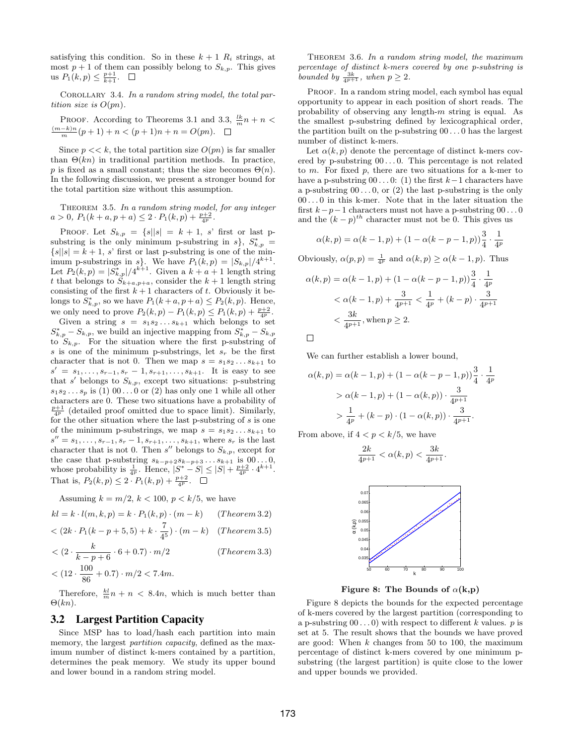satisfying this condition. So in these $k+1$ $R_i$ strings, at most $p+1$ of them can possibly belong to $S_{k,p}$. This gives us $P_1(k,p) \le \frac{p+1}{k+1}$. □

COROLLARY 3.4. *In a random string model, the total partition size is $O(pn)$.*

PROOF. According to Theorems 3.1 and 3.3, $\frac{lk}{m}n + n < \frac{(m-k)n}{m}(p+1) + n < (p+1)n + n = O(pn)$. □

Since $p << k$, the total partition size $O(pn)$ is far smaller than $\Theta(kn)$ in traditional partition methods. In practice, $p$ is fixed as a small constant; thus the size becomes $\Theta(n)$. In the following discussion, we present a stronger bound for the total partition size without this assumption.

THEOREM 3.5. *In a random string model, for any integer $a > 0$, $P_1(k+a, p+a) \le 2 \cdot P_1(k,p) + \frac{p+2}{4^p}$.*

PROOF. Let $S_{k,p} = \{s||s| = k+1$, $s$' first or last p-substring is the only minimum p-substring in $s\}$, $S^*_{k,p} = \{s||s| = k+1$, $s$' first or last p-substring is one of the minimum p-substrings in $s\}$. We have $P_1(k,p) = |S_{k,p}|/4^{k+1}$. Let $P_2(k,p) = |S^*_{k,p}|/4^{k+1}$. Given a $k+a+1$ length string $t$ that belongs to $S_{k+a,p+a}$, consider the $k+1$ length string consisting of the first $k+1$ characters of $t$. Obviously it belongs to $S^*_{k,p}$, so we have $P_1(k+a, p+a) \le P_2(k,p)$. Hence, we only need to prove $P_2(k,p) - P_1(k,p) \le P_1(k,p) + \frac{p+2}{4^p}$.

Given a string $s = s_1 s_2 \ldots s_{k+1}$ which belongs to set $S^*_{k,p} - S_{k,p}$, we build an injective mapping from $S^*_{k,p} - S_{k,p}$ to $S_{k,p}$. For the situation where the first p-substring of $s$ is one of the minimum p-substrings, let $s_r$ be the first character that is not 0. Then we map $s = s_1 s_2 \ldots s_{k+1}$ to $s' = s_1, \ldots, s_{r-1}, s_r - 1, s_{r+1}, \ldots, s_{k+1}$. It is easy to see that $s'$ belongs to $S_{k,p}$, except two situations: p-substring $s_1 s_2 \ldots s_p$ is (1) $00\ldots0$ or (2) has only one 1 while all other characters are 0. These two situations have a probability of $\frac{p+1}{4^p}$ (detailed proof omitted due to space limit). Similarly, for the other situation where the last p-substring of $s$ is one of the minimum p-substrings, we map $s = s_1 s_2 \ldots s_{k+1}$ to $s'' = s_1, \ldots, s_{r-1}, s_r - 1, s_{r+1}, \ldots, s_{k+1}$, where $s_r$ is the last character that is not 0. Then $s''$ belongs to $S_{k,p}$, except for the case that p-substring $s_{k-p+2} s_{k-p+3} \ldots s_{k+1}$ is $00\ldots0$, whose probability is $\frac{1}{4^p}$. Hence, $|S^* - S| \le |S| + \frac{p+2}{4^p} \cdot 4^{k+1}$. That is, $P_2(k,p) \le 2 \cdot P_1(k,p) + \frac{p+2}{4^p}$. □

Assuming $k = m/2$, $k < 100$, $p < k/5$, we have

$$
\begin{aligned}
kl &= k \cdot l(m,k,p) = k \cdot P_1(k,p) \cdot (m-k) && (Theorem\,3.2)\\
&< (2k \cdot P_1(k-p+5, 5) + k \cdot \frac{7}{4^5}) \cdot (m-k) && (Theorem\,3.5)\\
&< (2 \cdot \frac{k}{k-p+6} \cdot 6 + 0.7) \cdot m/2 && (Theorem\,3.3)\\
&< (12 \cdot \frac{100}{86} + 0.7) \cdot m/2 < 7.4m.
\end{aligned}
$$

Therefore, $\frac{kl}{m}n + n < 8.4n$, which is much better than $\Theta(kn)$.

## 3.2 Largest Partition Capacity

Since MSP has to load/hash each partition into main memory, the largest *partition capacity*, defined as the maximum number of distinct k-mers contained by a partition, determines the peak memory. We study its upper bound and lower bound in a random string model.

THEOREM 3.6. *In a random string model, the maximum percentage of distinct k-mers covered by one p-substring is bounded by $\frac{3k}{4^{p+1}}$, when $p \ge 2$.*

PROOF. In a random string model, each symbol has equal opportunity to appear in each position of short reads. The probability of observing any length-$m$ string is equal. As the smallest p-substring defined by lexicographical order, the partition built on the p-substring $00\ldots0$ has the largest number of distinct k-mers.

Let $\alpha(k,p)$ denote the percentage of distinct k-mers covered by p-substring $00\ldots0$. This percentage is not related to $m$. For fixed $p$, there are two situations for a k-mer to have a p-substring $00\ldots0$: (1) the first $k-1$ characters have a p-substring $00\ldots0$, or (2) the last p-substring is the only $00\ldots0$ in this k-mer. Note that in the later situation the first $k-p-1$ characters must not have a p-substring $00\ldots0$ and the $(k-p)^{th}$ character must not be 0. This gives us

$$\alpha(k,p) = \alpha(k-1,p) + (1-\alpha(k-p-1,p))\frac{3}{4} \cdot \frac{1}{4^p}$$

Obviously, $\alpha(p,p) = \frac{1}{4^p}$ and $\alpha(k,p) \ge \alpha(k-1,p)$. Thus

$$
\begin{aligned}
\alpha(k,p) &= \alpha(k-1,p) + (1-\alpha(k-p-1,p))\frac{3}{4} \cdot \frac{1}{4^p}\\
&< \alpha(k-1,p) + \frac{3}{4^{p+1}} < \frac{1}{4^p} + (k-p) \cdot \frac{3}{4^{p+1}}\\
&< \frac{3k}{4^{p+1}}, \text{when}\, p \ge 2.
\end{aligned}
$$

□

We can further establish a lower bound,

$$
\begin{aligned}
\alpha(k,p) &= \alpha(k-1,p) + (1-\alpha(k-p-1,p))\frac{3}{4} \cdot \frac{1}{4^p}\\
&> \alpha(k-1,p) + (1-\alpha(k,p)) \cdot \frac{3}{4^{p+1}}\\
&> \frac{1}{4^p} + (k-p) \cdot (1-\alpha(k,p)) \cdot \frac{3}{4^{p+1}}.
\end{aligned}
$$

From above, if $4 < p < k/5$, we have

$$\frac{2k}{4^{p+1}} < \alpha(k,p) < \frac{3k}{4^{p+1}}.$$

**Figure 8: The Bounds of α(k,p)**

Figure 8 depicts the bounds for the expected percentage of k-mers covered by the largest partition (corresponding to a p-substring $00\ldots0$) with respect to different $k$ values. $p$ is set at 5. The result shows that the bounds we have proved are good: When $k$ changes from 50 to 100, the maximum percentage of distinct k-mers covered by one minimum p-substring (the largest partition) is quite close to the lower and upper bounds we provided.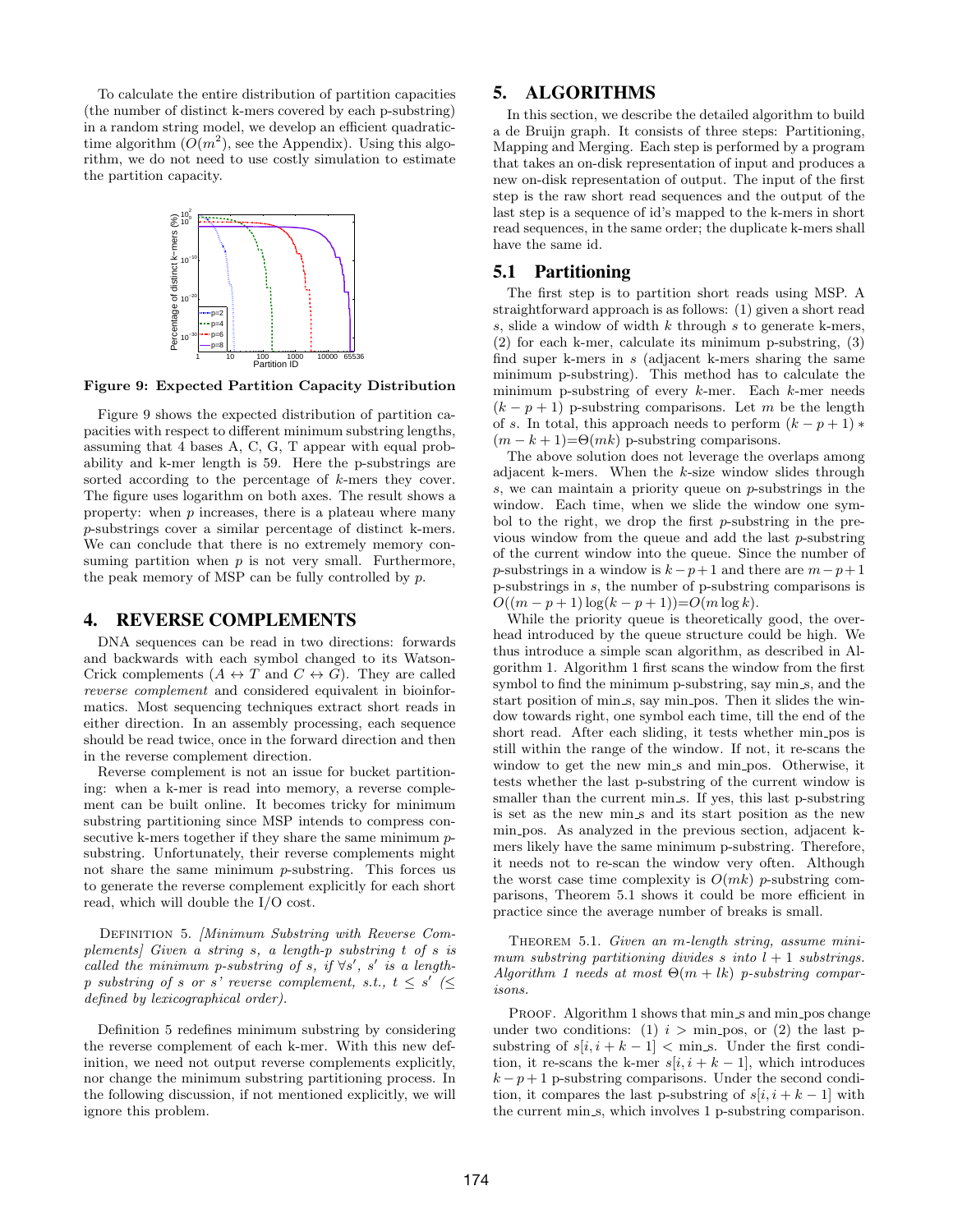To calculate the entire distribution of partition capacities (the number of distinct k-mers covered by each p-substring) in a random string model, we develop an efficient quadratic-time algorithm ($O(m^2)$, see the Appendix). Using this algorithm, we do not need to use costly simulation to estimate the partition capacity.

**Figure 9: Expected Partition Capacity Distribution**

Figure 9 shows the expected distribution of partition capacities with respect to different minimum substring lengths, assuming that 4 bases A, C, G, T appear with equal probability and k-mer length is 59. Here the p-substrings are sorted according to the percentage of $k$-mers they cover. The figure uses logarithm on both axes. The result shows a property: when $p$ increases, there is a plateau where many $p$-substrings cover a similar percentage of distinct k-mers. We can conclude that there is no extremely memory consuming partition when $p$ is not very small. Furthermore, the peak memory of MSP can be fully controlled by $p$.

# 4. REVERSE COMPLEMENTS

DNA sequences can be read in two directions: forwards and backwards with each symbol changed to its Watson-Crick complements ($A \leftrightarrow T$ and $C \leftrightarrow G$). They are called *reverse complement* and considered equivalent in bioinformatics. Most sequencing techniques extract short reads in either direction. In an assembly processing, each sequence should be read twice, once in the forward direction and then in the reverse complement direction.

Reverse complement is not an issue for bucket partitioning: when a k-mer is read into memory, a reverse complement can be built online. It becomes tricky for minimum substring partitioning since MSP intends to compress consecutive k-mers together if they share the same minimum $p$-substring. Unfortunately, their reverse complements might not share the same minimum $p$-substring. This forces us to generate the reverse complement explicitly for each short read, which will double the I/O cost.

Definition 5. *[Minimum Substring with Reverse Complements] Given a string $s$, a length-$p$ substring $t$ of $s$ is called the minimum $p$-substring of $s$, if $\forall s'$, $s'$ is a length-$p$ substring of $s$ or $s'$ reverse complement, s.t., $t \leq s'$ ($\leq$ defined by lexicographical order).*

Definition 5 redefines minimum substring by considering the reverse complement of each k-mer. With this new definition, we need not output reverse complements explicitly, nor change the minimum substring partitioning process. In the following discussion, if not mentioned explicitly, we will ignore this problem.

# 5. ALGORITHMS

In this section, we describe the detailed algorithm to build a de Bruijn graph. It consists of three steps: Partitioning, Mapping and Merging. Each step is performed by a program that takes an on-disk representation of input and produces a new on-disk representation of output. The input of the first step is the raw short read sequences and the output of the last step is a sequence of id's mapped to the k-mers in short read sequences, in the same order; the duplicate k-mers shall have the same id.

## 5.1 Partitioning

The first step is to partition short reads using MSP. A straightforward approach is as follows: (1) given a short read $s$, slide a window of width $k$ through $s$ to generate k-mers, (2) for each k-mer, calculate its minimum p-substring, (3) find super k-mers in $s$ (adjacent k-mers sharing the same minimum p-substring). This method has to calculate the minimum p-substring of every $k$-mer. Each $k$-mer needs $(k-p+1)$ p-substring comparisons. Let $m$ be the length of $s$. In total, this approach needs to perform $(k-p+1)*(m-k+1)=\Theta(mk)$ p-substring comparisons.

The above solution does not leverage the overlaps among adjacent k-mers. When the $k$-size window slides through $s$, we can maintain a priority queue on $p$-substrings in the window. Each time, when we slide the window one symbol to the right, we drop the first $p$-substring in the previous window from the queue and add the last $p$-substring of the current window into the queue. Since the number of $p$-substrings in a window is $k-p+1$ and there are $m-p+1$ p-substrings in $s$, the number of p-substring comparisons is $O((m-p+1)\log(k-p+1))=O(m \log k)$.

While the priority queue is theoretically good, the overhead introduced by the queue structure could be high. We thus introduce a simple scan algorithm, as described in Algorithm 1. Algorithm 1 first scans the window from the first symbol to find the minimum p-substring, say min_s, and the start position of min_s, say min_pos. Then it slides the window towards right, one symbol each time, till the end of the short read. After each sliding, it tests whether min_pos is still within the range of the window. If not, it re-scans the window to get the new min_s and min_pos. Otherwise, it tests whether the last p-substring of the current window is smaller than the current min_s. If yes, this last p-substring is set as the new min_s and its start position as the new min_pos. As analyzed in the previous section, adjacent k-mers likely have the same minimum p-substring. Therefore, it needs not to re-scan the window very often. Although the worst case time complexity is $O(mk)$ $p$-substring comparisons, Theorem 5.1 shows it could be more efficient in practice since the average number of breaks is small.

Theorem 5.1. *Given an $m$-length string, assume minimum substring partitioning divides $s$ into $l+1$ substrings. Algorithm 1 needs at most $\Theta(m+lk)$ p-substring comparisons.*

Proof. Algorithm 1 shows that min_s and min_pos change under two conditions: (1) $i >$ min_pos, or (2) the last p-substring of $s[i, i+k-1] <$ min_s. Under the first condition, it re-scans the k-mer $s[i, i+k-1]$, which introduces $k-p+1$ p-substring comparisons. Under the second condition, it compares the last p-substring of $s[i, i+k-1]$ with the current min_s, which involves 1 p-substring comparison.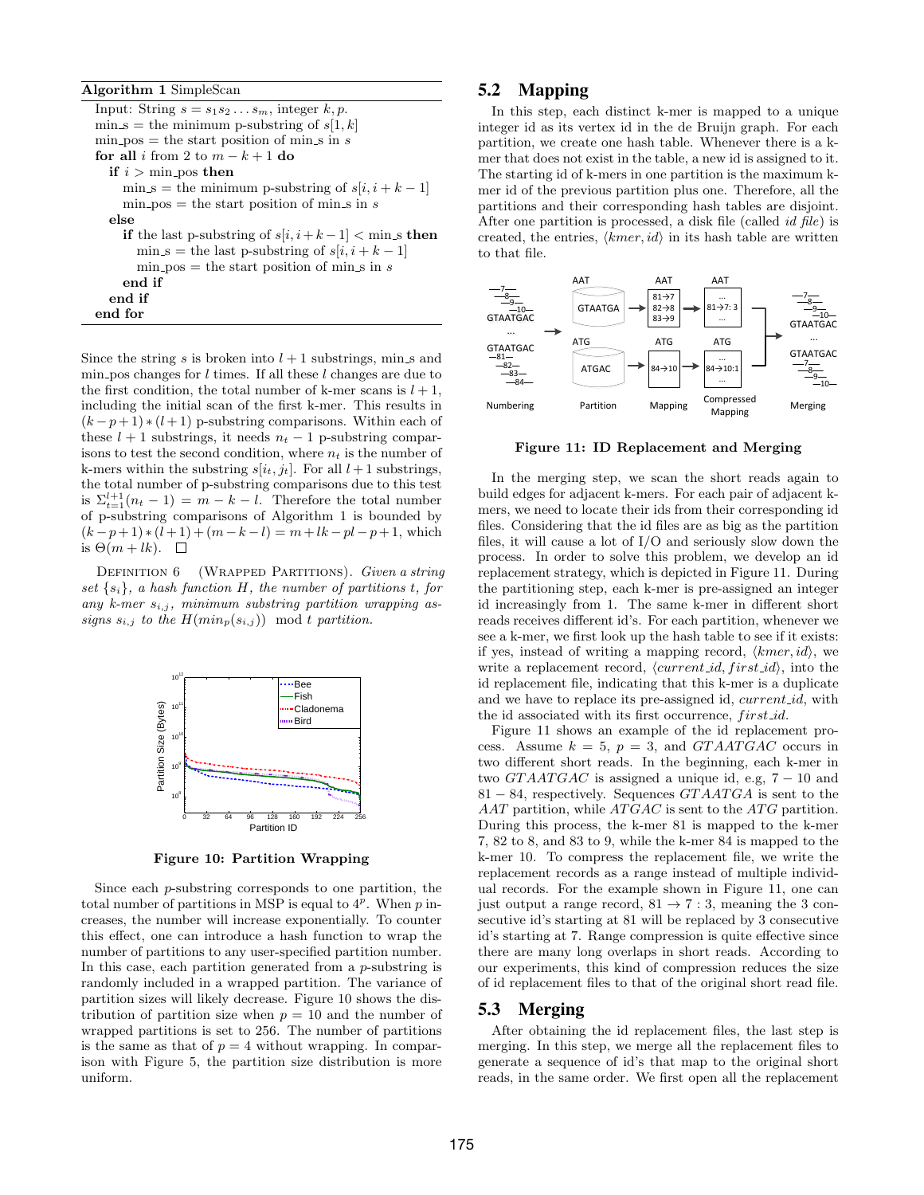**Algorithm 1** SimpleScan

```
Input: String s = s_1 s_2 ... s_m, integer k, p.
min_s = the minimum p-substring of s[1, k]
min_pos = the start position of min_s in s
for all i from 2 to m − k + 1 do
  if i > min_pos then
    min_s = the minimum p-substring of s[i, i + k − 1]
    min_pos = the start position of min_s in s
  else
    if the last p-substring of s[i, i + k − 1] < min_s then
      min_s = the last p-substring of s[i, i + k − 1]
      min_pos = the start position of min_s in s
    end if
  end if
end for
```

Since the string $s$ is broken into $l + 1$ substrings, min_s and min_pos changes for $l$ times. If all these $l$ changes are due to the first condition, the total number of k-mer scans is $l + 1$, including the initial scan of the first k-mer. This results in $(k - p + 1) * (l + 1)$ p-substring comparisons. Within each of these $l + 1$ substrings, it needs $n_t - 1$ p-substring comparisons to test the second condition, where $n_t$ is the number of k-mers within the substring $s[i_t, j_t]$. For all $l + 1$ substrings, the total number of p-substring comparisons due to this test is $\Sigma_{t=1}^{l+1}(n_t - 1) = m - k - l$. Therefore the total number of p-substring comparisons of Algorithm 1 is bounded by $(k-p+1)*(l+1)+(m-k-l) = m+lk-pl-p+1$, which is $\Theta(m + lk)$. □

DEFINITION 6 (WRAPPED PARTITIONS). *Given a string set $\{s_i\}$, a hash function $H$, the number of partitions $t$, for any k-mer $s_{i,j}$, minimum substring partition wrapping assigns $s_{i,j}$ to the $H(min_p(s_{i,j}))$ mod $t$ partition.*

Figure 10: Partition Wrapping

Since each $p$-substring corresponds to one partition, the total number of partitions in MSP is equal to $4^p$. When $p$ increases, the number will increase exponentially. To counter this effect, one can introduce a hash function to wrap the number of partitions to any user-specified partition number. In this case, each partition generated from a $p$-substring is randomly included in a wrapped partition. The variance of partition sizes will likely decrease. Figure 10 shows the distribution of partition size when $p = 10$ and the number of wrapped partitions is set to 256. The number of partitions is the same as that of $p = 4$ without wrapping. In comparison with Figure 5, the partition size distribution is more uniform.

## 5.2 Mapping

In this step, each distinct k-mer is mapped to a unique integer id as its vertex id in the de Bruijn graph. For each partition, we create one hash table. Whenever there is a k-mer that does not exist in the table, a new id is assigned to it. The starting id of k-mers in one partition is the maximum k-mer id of the previous partition plus one. Therefore, all the partitions and their corresponding hash tables are disjoint. After one partition is processed, a disk file (called *id file*) is created, the entries, $\langle kmer, id\rangle$ in its hash table are written to that file.

Figure 11: ID Replacement and Merging

In the merging step, we scan the short reads again to build edges for adjacent k-mers. For each pair of adjacent k-mers, we need to locate their ids from their corresponding id files. Considering that the id files are as big as the partition files, it will cause a lot of I/O and seriously slow down the process. In order to solve this problem, we develop an id replacement strategy, which is depicted in Figure 11. During the partitioning step, each k-mer is pre-assigned an integer id increasingly from 1. The same k-mer in different short reads receives different id's. For each partition, whenever we see a k-mer, we first look up the hash table to see if it exists: if yes, instead of writing a mapping record, $\langle kmer, id\rangle$, we write a replacement record, $\langle current\_id, first\_id\rangle$, into the id replacement file, indicating that this k-mer is a duplicate and we have to replace its pre-assigned id, $current\_id$, with the id associated with its first occurrence, $first\_id$.

Figure 11 shows an example of the id replacement process. Assume $k = 5$, $p = 3$, and $GTAATGAC$ occurs in two different short reads. In the beginning, each k-mer in two $GTAATGAC$ is assigned a unique id, e.g, $7 - 10$ and $81 - 84$, respectively. Sequences $GTAATGA$ is sent to the $AAT$ partition, while $ATGAC$ is sent to the $ATG$ partition. During this process, the k-mer 81 is mapped to the k-mer 7, 82 to 8, and 83 to 9, while the k-mer 84 is mapped to the k-mer 10. To compress the replacement file, we write the replacement records as a range instead of multiple individual records. For the example shown in Figure 11, one can just output a range record, $81 \rightarrow 7 : 3$, meaning the 3 consecutive id's starting at 81 will be replaced by 3 consecutive id's starting at 7. Range compression is quite effective since there are many long overlaps in short reads. According to our experiments, this kind of compression reduces the size of id replacement files to that of the original short read file.

## 5.3 Merging

After obtaining the id replacement files, the last step is merging. In this step, we merge all the replacement files to generate a sequence of id's that map to the original short reads, in the same order. We first open all the replacement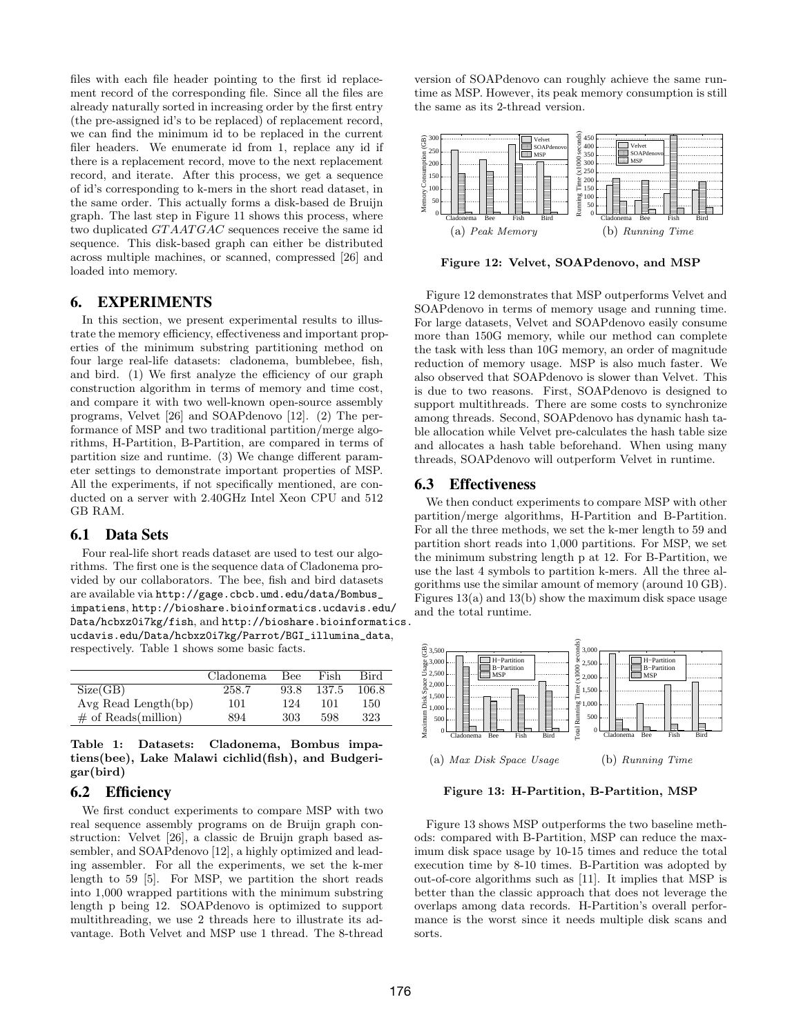files with each file header pointing to the first id replacement record of the corresponding file. Since all the files are already naturally sorted in increasing order by the first entry (the pre-assigned id's to be replaced) of replacement record, we can find the minimum id to be replaced in the current filer headers. We enumerate id from 1, replace any id if there is a replacement record, move to the next replacement record, and iterate. After this process, we get a sequence of id's corresponding to k-mers in the short read dataset, in the same order. This actually forms a disk-based de Bruijn graph. The last step in Figure 11 shows this process, where two duplicated $GTAATGAC$ sequences receive the same id sequence. This disk-based graph can either be distributed across multiple machines, or scanned, compressed [26] and loaded into memory.

## 6. EXPERIMENTS

In this section, we present experimental results to illustrate the memory efficiency, effectiveness and important properties of the minimum substring partitioning method on four large real-life datasets: cladonema, bumblebee, fish, and bird. (1) We first analyze the efficiency of our graph construction algorithm in terms of memory and time cost, and compare it with two well-known open-source assembly programs, Velvet [26] and SOAPdenovo [12]. (2) The performance of MSP and two traditional partition/merge algorithms, H-Partition, B-Partition, are compared in terms of partition size and runtime. (3) We change different parameter settings to demonstrate important properties of MSP. All the experiments, if not specifically mentioned, are conducted on a server with 2.40GHz Intel Xeon CPU and 512 GB RAM.

### 6.1 Data Sets

Four real-life short reads dataset are used to test our algorithms. The first one is the sequence data of Cladonema provided by our collaborators. The bee, fish and bird datasets are available via http://gage.cbcb.umd.edu/data/Bombus_impatiens, http://bioshare.bioinformatics.ucdavis.edu/Data/hcbxz0i7kg/fish, and http://bioshare.bioinformatics.ucdavis.edu/Data/hcbxz0i7kg/Parrot/BGI_illumina_data, respectively. Table 1 shows some basic facts.

| | Cladonema | Bee | Fish | Bird |
|---|---|---|---|---|
| Size(GB) | 258.7 | 93.8 | 137.5 | 106.8 |
| Avg Read Length(bp) | 101 | 124 | 101 | 150 |
| # of Reads(million) | 894 | 303 | 598 | 323 |

**Table 1: Datasets: Cladonema, Bombus impatiens(bee), Lake Malawi cichlid(fish), and Budgerigar(bird)**

### 6.2 Efficiency

We first conduct experiments to compare MSP with two real sequence assembly programs on de Bruijn graph construction: Velvet [26], a classic de Bruijn graph based assembler, and SOAPdenovo [12], a highly optimized and leading assembler. For all the experiments, we set the k-mer length to 59 [5]. For MSP, we partition the short reads into 1,000 wrapped partitions with the minimum substring length p being 12. SOAPdenovo is optimized to support multithreading, we use 2 threads here to illustrate its advantage. Both Velvet and MSP use 1 thread. The 8-thread version of SOAPdenovo can roughly achieve the same runtime as MSP. However, its peak memory consumption is still the same as its 2-thread version.

(a) *Peak Memory* (b) *Running Time*

**Figure 12: Velvet, SOAPdenovo, and MSP**

Figure 12 demonstrates that MSP outperforms Velvet and SOAPdenovo in terms of memory usage and running time. For large datasets, Velvet and SOAPdenovo easily consume more than 150G memory, while our method can complete the task with less than 10G memory, an order of magnitude reduction of memory usage. MSP is also much faster. We also observed that SOAPdenovo is slower than Velvet. This is due to two reasons. First, SOAPdenovo is designed to support multithreads. There are some costs to synchronize among threads. Second, SOAPdenovo has dynamic hash table allocation while Velvet pre-calculates the hash table size and allocates a hash table beforehand. When using many threads, SOAPdenovo will outperform Velvet in runtime.

### 6.3 Effectiveness

We then conduct experiments to compare MSP with other partition/merge algorithms, H-Partition and B-Partition. For all the three methods, we set the k-mer length to 59 and partition short reads into 1,000 partitions. For MSP, we set the minimum substring length p at 12. For B-Partition, we use the last 4 symbols to partition k-mers. All the three algorithms use the similar amount of memory (around 10 GB). Figures 13(a) and 13(b) show the maximum disk space usage and the total runtime.

(a) *Max Disk Space Usage* (b) *Running Time*

**Figure 13: H-Partition, B-Partition, MSP**

Figure 13 shows MSP outperforms the two baseline methods: compared with B-Partition, MSP can reduce the maximum disk space usage by 10-15 times and reduce the total execution time by 8-10 times. B-Partition was adopted by out-of-core algorithms such as [11]. It implies that MSP is better than the classic approach that does not leverage the overlaps among data records. H-Partition's overall performance is the worst since it needs multiple disk scans and sorts.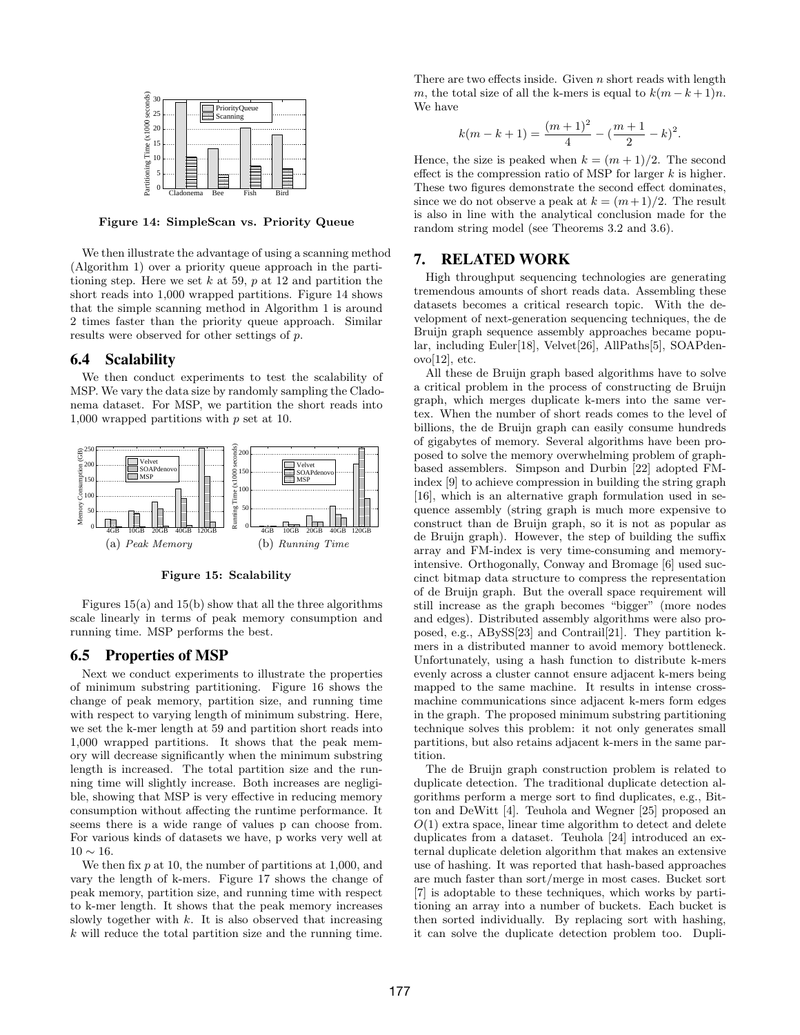Figure 14: SimpleScan vs. Priority Queue

We then illustrate the advantage of using a scanning method (Algorithm 1) over a priority queue approach in the partitioning step. Here we set $k$ at 59, $p$ at 12 and partition the short reads into 1,000 wrapped partitions. Figure 14 shows that the simple scanning method in Algorithm 1 is around 2 times faster than the priority queue approach. Similar results were observed for other settings of $p$.

## 6.4 Scalability

We then conduct experiments to test the scalability of MSP. We vary the data size by randomly sampling the Cladonema dataset. For MSP, we partition the short reads into 1,000 wrapped partitions with $p$ set at 10.

(a) *Peak Memory* (b) *Running Time*

Figure 15: Scalability

Figures 15(a) and 15(b) show that all the three algorithms scale linearly in terms of peak memory consumption and running time. MSP performs the best.

## 6.5 Properties of MSP

Next we conduct experiments to illustrate the properties of minimum substring partitioning. Figure 16 shows the change of peak memory, partition size, and running time with respect to varying length of minimum substring. Here, we set the k-mer length at 59 and partition short reads into 1,000 wrapped partitions. It shows that the peak memory will decrease significantly when the minimum substring length is increased. The total partition size and the running time will slightly increase. Both increases are negligible, showing that MSP is very effective in reducing memory consumption without affecting the runtime performance. It seems there is a wide range of values p can choose from. For various kinds of datasets we have, p works very well at $10 \sim 16$.

We then fix $p$ at 10, the number of partitions at 1,000, and vary the length of k-mers. Figure 17 shows the change of peak memory, partition size, and running time with respect to k-mer length. It shows that the peak memory increases slowly together with $k$. It is also observed that increasing $k$ will reduce the total partition size and the running time. There are two effects inside. Given $n$ short reads with length $m$, the total size of all the k-mers is equal to $k(m-k+1)n$. We have

$$k(m-k+1) = \frac{(m+1)^2}{4} - (\frac{m+1}{2} - k)^2.$$

Hence, the size is peaked when $k = (m+1)/2$. The second effect is the compression ratio of MSP for larger $k$ is higher. These two figures demonstrate the second effect dominates, since we do not observe a peak at $k = (m+1)/2$. The result is also in line with the analytical conclusion made for the random string model (see Theorems 3.2 and 3.6).

# 7. RELATED WORK

High throughput sequencing technologies are generating tremendous amounts of short reads data. Assembling these datasets becomes a critical research topic. With the development of next-generation sequencing techniques, the de Bruijn graph sequence assembly approaches became popular, including Euler[18], Velvet[26], AllPaths[5], SOAPdenovo[12], etc.

All these de Bruijn graph based algorithms have to solve a critical problem in the process of constructing de Bruijn graph, which merges duplicate k-mers into the same vertex. When the number of short reads comes to the level of billions, the de Bruijn graph can easily consume hundreds of gigabytes of memory. Several algorithms have been proposed to solve the memory overwhelming problem of graph-based assemblers. Simpson and Durbin [22] adopted FM-index [9] to achieve compression in building the string graph [16], which is an alternative graph formulation used in sequence assembly (string graph is much more expensive to construct than de Bruijn graph, so it is not as popular as de Bruijn graph). However, the step of building the suffix array and FM-index is very time-consuming and memory-intensive. Orthogonally, Conway and Bromage [6] used succinct bitmap data structure to compress the representation of de Bruijn graph. But the overall space requirement will still increase as the graph becomes "bigger" (more nodes and edges). Distributed assembly algorithms were also proposed, e.g., ABySS[23] and Contrail[21]. They partition k-mers in a distributed manner to avoid memory bottleneck. Unfortunately, using a hash function to distribute k-mers evenly across a cluster cannot ensure adjacent k-mers being mapped to the same machine. It results in intense cross-machine communications since adjacent k-mers form edges in the graph. The proposed minimum substring partitioning technique solves this problem: it not only generates small partitions, but also retains adjacent k-mers in the same partition.

The de Bruijn graph construction problem is related to duplicate detection. The traditional duplicate detection algorithms perform a merge sort to find duplicates, e.g., Bitton and DeWitt [4]. Teuhola and Wegner [25] proposed an $O(1)$ extra space, linear time algorithm to detect and delete duplicates from a dataset. Teuhola [24] introduced an external duplicate deletion algorithm that makes an extensive use of hashing. It was reported that hash-based approaches are much faster than sort/merge in most cases. Bucket sort [7] is adoptable to these techniques, which works by partitioning an array into a number of buckets. Each bucket is then sorted individually. By replacing sort with hashing, it can solve the duplicate detection problem too. Dupli-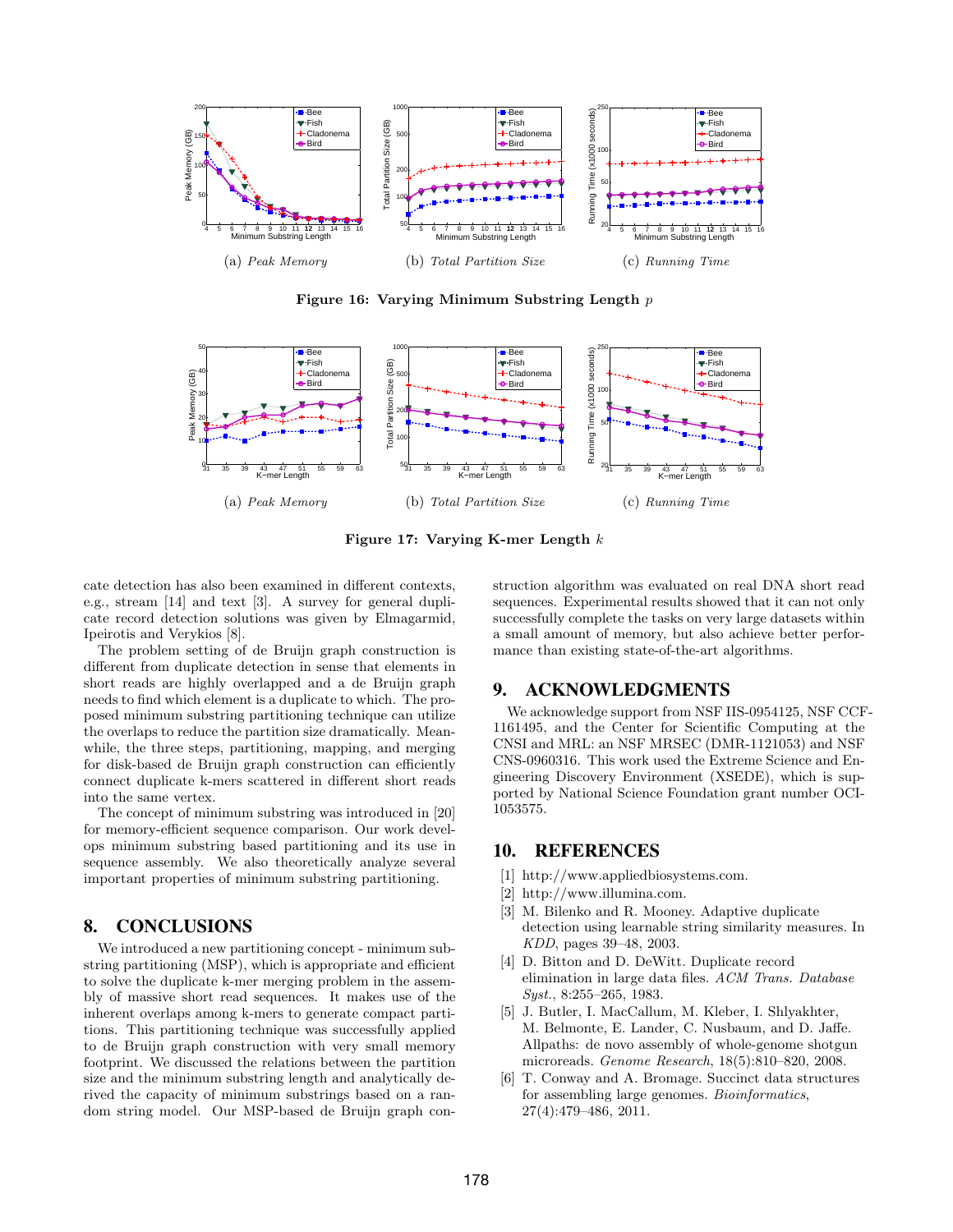(a) *Peak Memory* (b) *Total Partition Size* (c) *Running Time*

**Figure 16: Varying Minimum Substring Length $p$**

(a) *Peak Memory* (b) *Total Partition Size* (c) *Running Time*

**Figure 17: Varying K-mer Length $k$**

cate detection has also been examined in different contexts, e.g., stream [14] and text [3]. A survey for general duplicate record detection solutions was given by Elmagarmid, Ipeirotis and Verykios [8].

The problem setting of de Bruijn graph construction is different from duplicate detection in sense that elements in short reads are highly overlapped and a de Bruijn graph needs to find which element is a duplicate to which. The proposed minimum substring partitioning technique can utilize the overlaps to reduce the partition size dramatically. Meanwhile, the three steps, partitioning, mapping, and merging for disk-based de Bruijn graph construction can efficiently connect duplicate k-mers scattered in different short reads into the same vertex.

The concept of minimum substring was introduced in [20] for memory-efficient sequence comparison. Our work develops minimum substring based partitioning and its use in sequence assembly. We also theoretically analyze several important properties of minimum substring partitioning.

## 8. CONCLUSIONS

We introduced a new partitioning concept - minimum substring partitioning (MSP), which is appropriate and efficient to solve the duplicate k-mer merging problem in the assembly of massive short read sequences. It makes use of the inherent overlaps among k-mers to generate compact partitions. This partitioning technique was successfully applied to de Bruijn graph construction with very small memory footprint. We discussed the relations between the partition size and the minimum substring length and analytically derived the capacity of minimum substrings based on a random string model. Our MSP-based de Bruijn graph construction algorithm was evaluated on real DNA short read sequences. Experimental results showed that it can not only successfully complete the tasks on very large datasets within a small amount of memory, but also achieve better performance than existing state-of-the-art algorithms.

## 9. ACKNOWLEDGMENTS

We acknowledge support from NSF IIS-0954125, NSF CCF-1161495, and the Center for Scientific Computing at the CNSI and MRL: an NSF MRSEC (DMR-1121053) and NSF CNS-0960316. This work used the Extreme Science and Engineering Discovery Environment (XSEDE), which is supported by National Science Foundation grant number OCI-1053575.

## 10. REFERENCES

[1] http://www.appliedbiosystems.com.

[2] http://www.illumina.com.

[3] M. Bilenko and R. Mooney. Adaptive duplicate detection using learnable string similarity measures. In *KDD*, pages 39–48, 2003.

[4] D. Bitton and D. DeWitt. Duplicate record elimination in large data files. *ACM Trans. Database Syst.*, 8:255–265, 1983.

[5] J. Butler, I. MacCallum, M. Kleber, I. Shlyakhter, M. Belmonte, E. Lander, C. Nusbaum, and D. Jaffe. Allpaths: de novo assembly of whole-genome shotgun microreads. *Genome Research*, 18(5):810–820, 2008.

[6] T. Conway and A. Bromage. Succinct data structures for assembling large genomes. *Bioinformatics*, 27(4):479–486, 2011.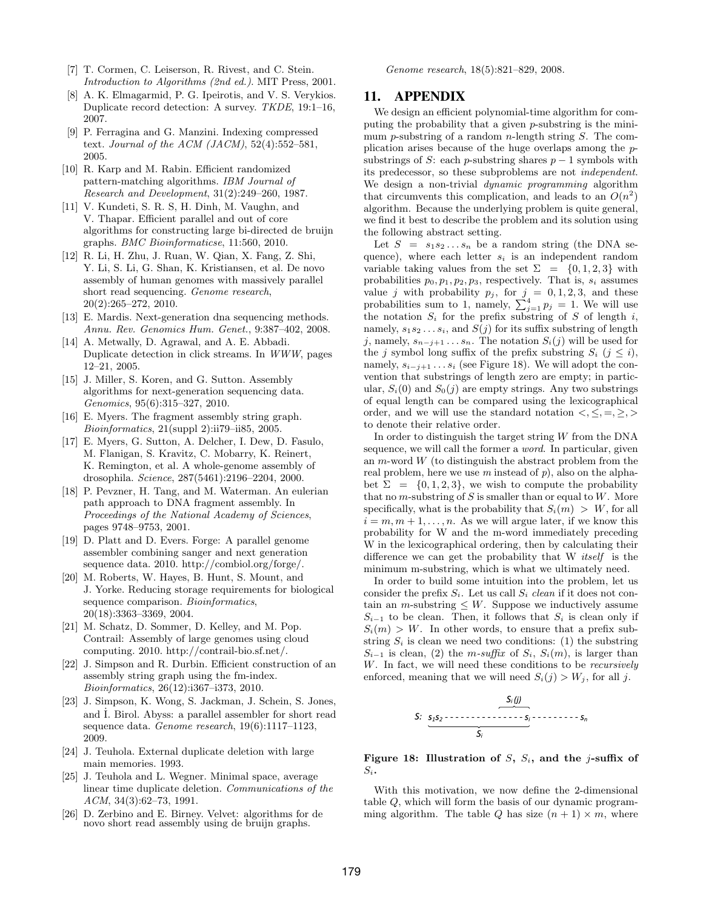[7] T. Cormen, C. Leiserson, R. Rivest, and C. Stein. *Introduction to Algorithms (2nd ed.)*. MIT Press, 2001.

[8] A. K. Elmagarmid, P. G. Ipeirotis, and V. S. Verykios. Duplicate record detection: A survey. *TKDE*, 19:1–16, 2007.

[9] P. Ferragina and G. Manzini. Indexing compressed text. *Journal of the ACM (JACM)*, 52(4):552–581, 2005.

[10] R. Karp and M. Rabin. Efficient randomized pattern-matching algorithms. *IBM Journal of Research and Development*, 31(2):249–260, 1987.

[11] V. Kundeti, S. R. S, H. Dinh, M. Vaughn, and V. Thapar. Efficient parallel and out of core algorithms for constructing large bi-directed de bruijn graphs. *BMC Bioinformaticse*, 11:560, 2010.

[12] R. Li, H. Zhu, J. Ruan, W. Qian, X. Fang, Z. Shi, Y. Li, S. Li, G. Shan, K. Kristiansen, et al. De novo assembly of human genomes with massively parallel short read sequencing. *Genome research*, 20(2):265–272, 2010.

[13] E. Mardis. Next-generation dna sequencing methods. *Annu. Rev. Genomics Hum. Genet.*, 9:387–402, 2008.

[14] A. Metwally, D. Agrawal, and A. E. Abbadi. Duplicate detection in click streams. In *WWW*, pages 12–21, 2005.

[15] J. Miller, S. Koren, and G. Sutton. Assembly algorithms for next-generation sequencing data. *Genomics*, 95(6):315–327, 2010.

[16] E. Myers. The fragment assembly string graph. *Bioinformatics*, 21(suppl 2):ii79–ii85, 2005.

[17] E. Myers, G. Sutton, A. Delcher, I. Dew, D. Fasulo, M. Flanigan, S. Kravitz, C. Mobarry, K. Reinert, K. Remington, et al. A whole-genome assembly of drosophila. *Science*, 287(5461):2196–2204, 2000.

[18] P. Pevzner, H. Tang, and M. Waterman. An eulerian path approach to DNA fragment assembly. In *Proceedings of the National Academy of Sciences*, pages 9748–9753, 2001.

[19] D. Platt and D. Evers. Forge: A parallel genome assembler combining sanger and next generation sequence data. 2010. http://combiol.org/forge/.

[20] M. Roberts, W. Hayes, B. Hunt, S. Mount, and J. Yorke. Reducing storage requirements for biological sequence comparison. *Bioinformatics*, 20(18):3363–3369, 2004.

[21] M. Schatz, D. Sommer, D. Kelley, and M. Pop. Contrail: Assembly of large genomes using cloud computing. 2010. http://contrail-bio.sf.net/.

[22] J. Simpson and R. Durbin. Efficient construction of an assembly string graph using the fm-index. *Bioinformatics*, 26(12):i367–i373, 2010.

[23] J. Simpson, K. Wong, S. Jackman, J. Schein, S. Jones, and İ. Birol. Abyss: a parallel assembler for short read sequence data. *Genome research*, 19(6):1117–1123, 2009.

[24] J. Teuhola. External duplicate deletion with large main memories. 1993.

[25] J. Teuhola and L. Wegner. Minimal space, average linear time duplicate deletion. *Communications of the ACM*, 34(3):62–73, 1991.

[26] D. Zerbino and E. Birney. Velvet: algorithms for de novo short read assembly using de bruijn graphs. *Genome research*, 18(5):821–829, 2008.

# 11. APPENDIX

We design an efficient polynomial-time algorithm for computing the probability that a given $p$-substring is the minimum $p$-substring of a random $n$-length string $S$. The complication arises because of the huge overlaps among the $p$-substrings of $S$: each $p$-substring shares $p-1$ symbols with its predecessor, so these subproblems are not *independent*. We design a non-trivial *dynamic programming* algorithm that circumvents this complication, and leads to an $O(n^2)$ algorithm. Because the underlying problem is quite general, we find it best to describe the problem and its solution using the following abstract setting.

Let $S = s_1 s_2 \ldots s_n$ be a random string (the DNA sequence), where each letter $s_i$ is an independent random variable taking values from the set $\Sigma = \{0, 1, 2, 3\}$ with probabilities $p_0, p_1, p_2, p_3$, respectively. That is, $s_i$ assumes value $j$ with probability $p_j$, for $j = 0, 1, 2, 3$, and these probabilities sum to 1, namely, $\sum_{j=1}^{4} p_j = 1$. We will use the notation $S_i$ for the prefix substring of $S$ of length $i$, namely, $s_1 s_2 \ldots s_i$, and $S(j)$ for its suffix substring of length $j$, namely, $s_{n-j+1} \ldots s_n$. The notation $S_i(j)$ will be used for the $j$ symbol long suffix of the prefix substring $S_i$ ($j \leq i$), namely, $s_{i-j+1} \ldots s_i$ (see Figure 18). We will adopt the convention that substrings of length zero are empty; in particular, $S_i(0)$ and $S_0(j)$ are empty strings. Any two substrings of equal length can be compared using the lexicographical order, and we will use the standard notation $<, \leq, =, \geq, >$ to denote their relative order.

In order to distinguish the target string $W$ from the DNA sequence, we will call the former a *word*. In particular, given an $m$-word $W$ (to distinguish the abstract problem from the real problem, here we use $m$ instead of $p$), also on the alphabet $\Sigma = \{0, 1, 2, 3\}$, we wish to compute the probability that no $m$-substring of $S$ is smaller than or equal to $W$. More specifically, what is the probability that $S_i(m) > W$, for all $i = m, m+1, \ldots, n$. As we will argue later, if we know this probability for W and the m-word immediately preceding W in the lexicographical ordering, then by calculating their difference we can get the probability that W *itself* is the minimum m-substring, which is what we ultimately need.

In order to build some intuition into the problem, let us consider the prefix $S_i$. Let us call $S_i$ *clean* if it does not contain an $m$-substring $\leq W$. Suppose we inductively assume $S_{i-1}$ to be clean. Then, it follows that $S_i$ is clean only if $S_i(m) > W$. In other words, to ensure that a prefix substring $S_i$ is clean we need two conditions: (1) the substring $S_{i-1}$ is clean, (2) the $m$-*suffix* of $S_i$, $S_i(m)$, is larger than $W$. In fact, we will need these conditions to be *recursively* enforced, meaning that we will need $S_i(j) > W_j$, for all $j$.

**Figure 18: Illustration of $S$, $S_i$, and the $j$-suffix of $S_i$.**

With this motivation, we now define the 2-dimensional table $Q$, which will form the basis of our dynamic programming algorithm. The table $Q$ has size $(n+1) \times m$, where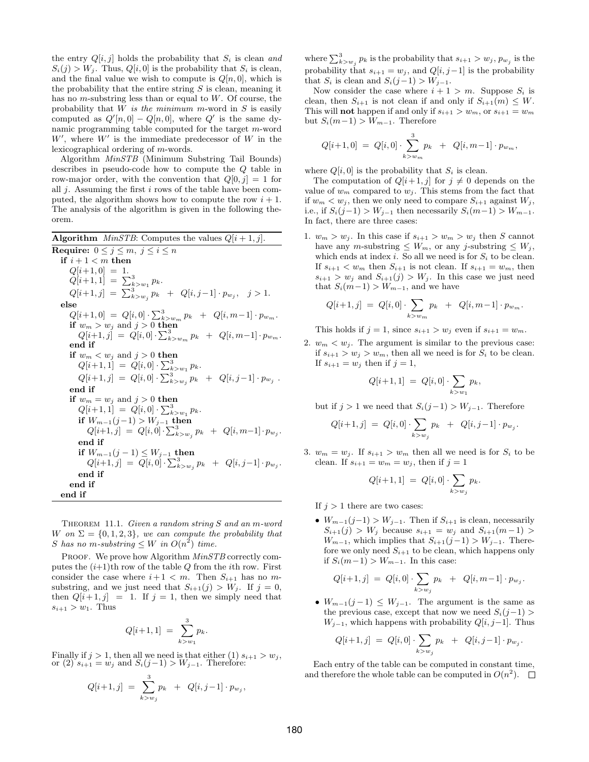the entry $Q[i,j]$ holds the probability that $S_i$ is clean *and* $S_i(j) > W_j$. Thus, $Q[i,0]$ is the probability that $S_i$ is clean, and the final value we wish to compute is $Q[n,0]$, which is the probability that the entire string $S$ is clean, meaning it has no $m$-substring less than or equal to $W$. Of course, the probability that $W$ *is the minimum* $m$-word in $S$ is easily computed as $Q'[n,0] - Q[n,0]$, where $Q'$ is the same dynamic programming table computed for the target $m$-word $W'$, where $W'$ is the immediate predecessor of $W$ in the lexicographical ordering of $m$-words.

Algorithm *MinSTB* (Minimum Substring Tail Bounds) describes in pseudo-code how to compute the $Q$ table in row-major order, with the convention that $Q[0,j] = 1$ for all $j$. Assuming the first $i$ rows of the table have been computed, the algorithm shows how to compute the row $i+1$. The analysis of the algorithm is given in the following theorem.

**Algorithm** *MinSTB*: Computes the values $Q[i+1,j]$.

**Require:** $0 \le j \le m,\ j \le i \le n$
 **if** $i+1 < m$ **then**
  $Q[i+1,0] \ = \ 1.$
  $Q[i+1,1] \ = \ \sum_{k>w_1}^{3} p_k.$
  $Q[i+1,j] \ = \ \sum_{k>w_j}^{3} p_k \ + \ Q[i,j-1]\cdot p_{w_j}, \quad j>1.$
 **else**
  $Q[i+1,0] \ = \ Q[i,0]\cdot\sum_{k>w_m}^{3} p_k \ + \ Q[i,m-1]\cdot p_{w_m}.$
  **if** $w_m > w_j$ and $j>0$ **then**
   $Q[i+1,j] \ = \ Q[i,0]\cdot\sum_{k>w_m}^{3} p_k \ + \ Q[i,m-1]\cdot p_{w_m}.$
  **end if**
  **if** $w_m < w_j$ and $j>0$ **then**
   $Q[i+1,1] \ = \ Q[i,0]\cdot\sum_{k>w_1}^{3} p_k.$
   $Q[i+1,j] \ = \ Q[i,0]\cdot\sum_{k>w_j}^{3} p_k \ + \ Q[i,j-1]\cdot p_{w_j}\ .$
  **end if**
  **if** $w_m = w_j$ and $j>0$ **then**
   $Q[i+1,1] \ = \ Q[i,0]\cdot\sum_{k>w_1}^{3} p_k.$
   **if** $W_{m-1}(j-1) > W_{j-1}$ **then**
    $Q[i+1,j] \ = \ Q[i,0]\cdot\sum_{k>w_j}^{3} p_k \ + \ Q[i,m-1]\cdot p_{w_j}.$
   **end if**
   **if** $W_{m-1}(j-1) \le W_{j-1}$ **then**
    $Q[i+1,j] \ = \ Q[i,0]\cdot\sum_{k>w_j}^{3} p_k \ + \ Q[i,j-1]\cdot p_{w_j}.$
   **end if**
  **end if**
 **end if**

THEOREM 11.1. *Given a random string $S$ and an $m$-word $W$ on $\Sigma = \{0,1,2,3\}$, we can compute the probability that $S$ has no $m$-substring $\le W$ in $O(n^2)$ time.*

PROOF. We prove how Algorithm *MinSTB* correctly computes the $(i+1)$th row of the table $Q$ from the $i$th row. First consider the case where $i+1 < m$. Then $S_{i+1}$ has no $m$-substring, and we just need that $S_{i+1}(j) > W_j$. If $j=0$, then $Q[i+1,j] = 1$. If $j=1$, then we simply need that $s_{i+1} > w_1$. Thus

$$Q[i+1,1] \ = \ \sum_{k>w_1}^{3} p_k.$$

Finally if $j>1$, then all we need is that either (1) $s_{i+1} > w_j$, or (2) $s_{i+1} = w_j$ and $S_i(j-1) > W_{j-1}$. Therefore:

$$Q[i+1,j] \ = \ \sum_{k>w_j}^{3} p_k \ + \ Q[i,j-1]\cdot p_{w_j},$$

where $\sum_{k>w_j}^{3} p_k$ is the probability that $s_{i+1} > w_j$, $p_{w_j}$ is the probability that $s_{i+1} = w_j$, and $Q[i,j-1]$ is the probability that $S_i$ is clean and $S_i(j-1) > W_{j-1}$.

Now consider the case where $i+1 > m$. Suppose $S_i$ is clean, then $S_{i+1}$ is not clean if and only if $S_{i+1}(m) \le W$. This will **not** happen if and only if $s_{i+1} > w_m$, or $s_{i+1} = w_m$ but $S_i(m-1) > W_{m-1}$. Therefore

$$Q[i+1,0] \ = \ Q[i,0]\cdot\sum_{k>w_m}^{3} p_k \ + \ Q[i,m-1]\cdot p_{w_m},$$

where $Q[i,0]$ is the probability that $S_i$ is clean.

The computation of $Q[i+1,j]$ for $j \ne 0$ depends on the value of $w_m$ compared to $w_j$. This stems from the fact that if $w_m < w_j$, then we only need to compare $S_{i+1}$ against $W_j$, i.e., if $S_i(j-1) > W_{j-1}$ then necessarily $S_i(m-1) > W_{m-1}$. In fact, there are three cases:

1. $w_m > w_j$. In this case if $s_{i+1} > w_m > w_j$ then $S$ cannot have any $m$-substring $\le W_m$, or any $j$-substring $\le W_j$, which ends at index $i$. So all we need is for $S_i$ to be clean. If $s_{i+1} < w_m$ then $S_{i+1}$ is not clean. If $s_{i+1} = w_m$, then $s_{i+1} > w_j$ and $S_{i+1}(j) > W_j$. In this case we just need that $S_i(m-1) > W_{m-1}$, and we have

$$Q[i+1,j] \ = \ Q[i,0]\cdot\sum_{k>w_m} p_k \ + \ Q[i,m-1]\cdot p_{w_m}.$$

This holds if $j=1$, since $s_{i+1} > w_j$ even if $s_{i+1} = w_m$.

2. $w_m < w_j$. The argument is similar to the previous case: if $s_{i+1} > w_j > w_m$, then all we need is for $S_i$ to be clean. If $s_{i+1} = w_j$ then if $j=1$,

$$Q[i+1,1] \ = \ Q[i,0]\cdot\sum_{k>w_1} p_k,$$

but if $j>1$ we need that $S_i(j-1) > W_{j-1}$. Therefore

$$Q[i+1,j] \ = \ Q[i,0]\cdot\sum_{k>w_j} p_k \ + \ Q[i,j-1]\cdot p_{w_j}.$$

3. $w_m = w_j$. If $s_{i+1} > w_m$ then all we need is for $S_i$ to be clean. If $s_{i+1} = w_m = w_j$, then if $j=1$

$$Q[i+1,1] \ = \ Q[i,0]\cdot\sum_{k>w_j} p_k.$$

If $j>1$ there are two cases:

- $W_{m-1}(j-1) > W_{j-1}$. Then if $S_{i+1}$ is clean, necessarily $S_{i+1}(j) > W_j$ because $s_{i+1} = w_j$ and $S_{i+1}(m-1) > W_{m-1}$, which implies that $S_{i+1}(j-1) > W_{j-1}$. Therefore we only need $S_{i+1}$ to be clean, which happens only if $S_i(m-1) > W_{m-1}$. In this case:

$$Q[i+1,j] \ = \ Q[i,0]\cdot\sum_{k>w_j} p_k \ + \ Q[i,m-1]\cdot p_{w_j}.$$

- $W_{m-1}(j-1) \le W_{j-1}$. The argument is the same as the previous case, except that now we need $S_i(j-1) > W_{j-1}$, which happens with probability $Q[i,j-1]$. Thus

$$Q[i+1,j] \ = \ Q[i,0]\cdot\sum_{k>w_j} p_k \ + \ Q[i,j-1]\cdot p_{w_j}.$$

Each entry of the table can be computed in constant time, and therefore the whole table can be computed in $O(n^2)$. □